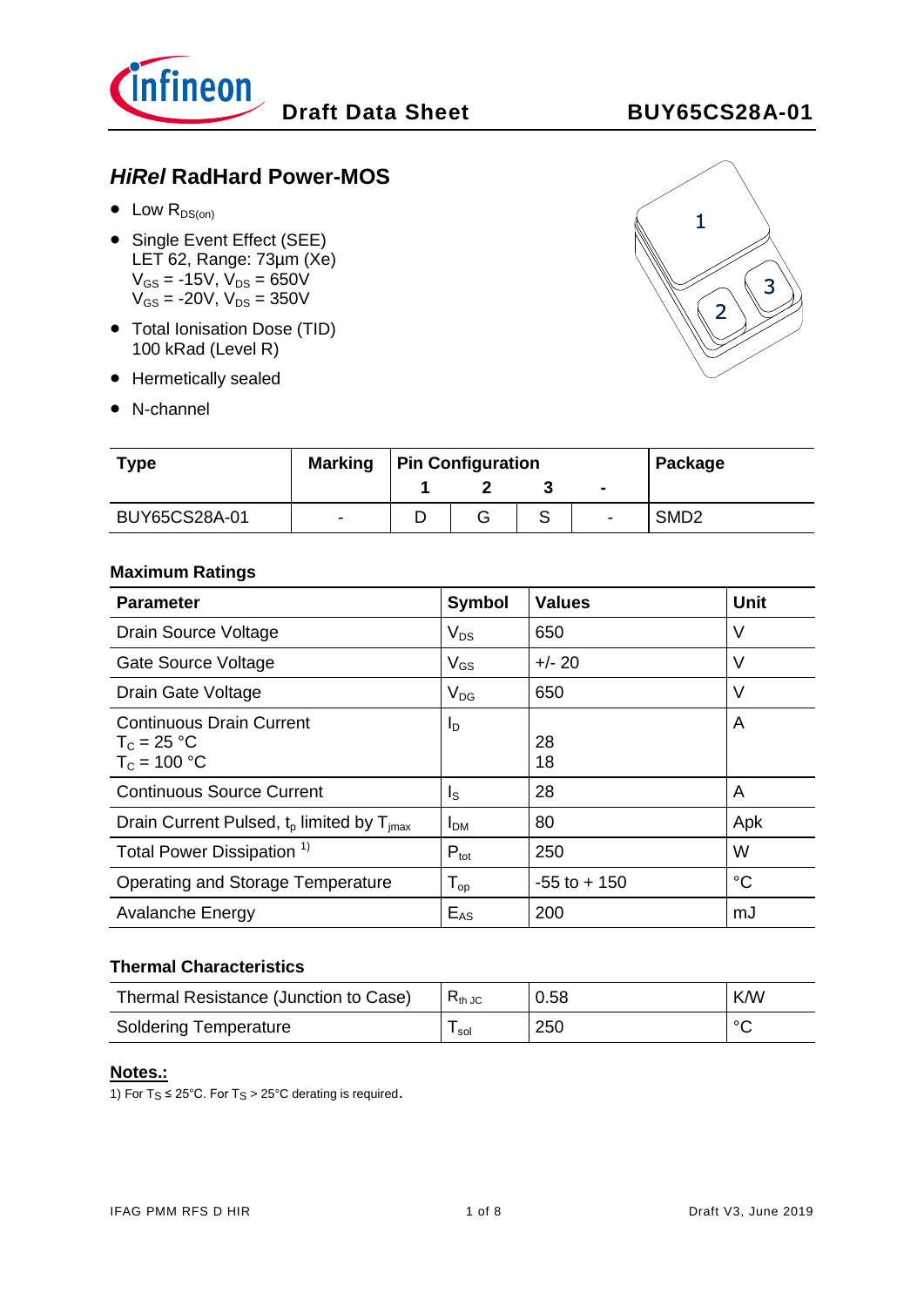**Draft Data Sheet** **BUY65CS28A-01**

## *HiRel* RadHard Power-MOS

- Low $R_{DS(on)}$
- Single Event Effect (SEE)
  LET 62, Range: 73µm (Xe)
  $V_{GS}$ = -15V, $V_{DS}$ = 650V
  $V_{GS}$ = -20V, $V_{DS}$ = 350V
- Total Ionisation Dose (TID)
  100 kRad (Level R)
- Hermetically sealed
- N-channel

| Type | Marking | Pin Configuration | | | | Package |
|---|---|---|---|---|---|---|
| | | 1 | 2 | 3 | - | |
| BUY65CS28A-01 | - | D | G | S | - | SMD2 |

### Maximum Ratings

| Parameter | Symbol | Values | Unit |
|---|---|---|---|
| Drain Source Voltage | $V_{DS}$ | 650 | V |
| Gate Source Voltage | $V_{GS}$ | +/- 20 | V |
| Drain Gate Voltage | $V_{DG}$ | 650 | V |
| Continuous Drain Current<br>$T_C$ = 25 °C<br>$T_C$ = 100 °C | $I_D$ | <br>28<br>18 | A |
| Continuous Source Current | $I_S$ | 28 | A |
| Drain Current Pulsed, $t_p$ limited by $T_{jmax}$ | $I_{DM}$ | 80 | Apk |
| Total Power Dissipation [1) ] | $P_{tot}$ | 250 | W |
| Operating and Storage Temperature | $T_{op}$ | -55 to + 150 | °C |
| Avalanche Energy | $E_{AS}$ | 200 | mJ |

### Thermal Characteristics

| Parameter | Symbol | Values | Unit |
|---|---|---|---|
| Thermal Resistance (Junction to Case) | $R_{th\,JC}$ | 0.58 | K/W |
| Soldering Temperature | $T_{sol}$ | 250 | °C |

**Notes.:**

1) For $T_S$ ≤ 25°C. For $T_S$ > 25°C derating is required.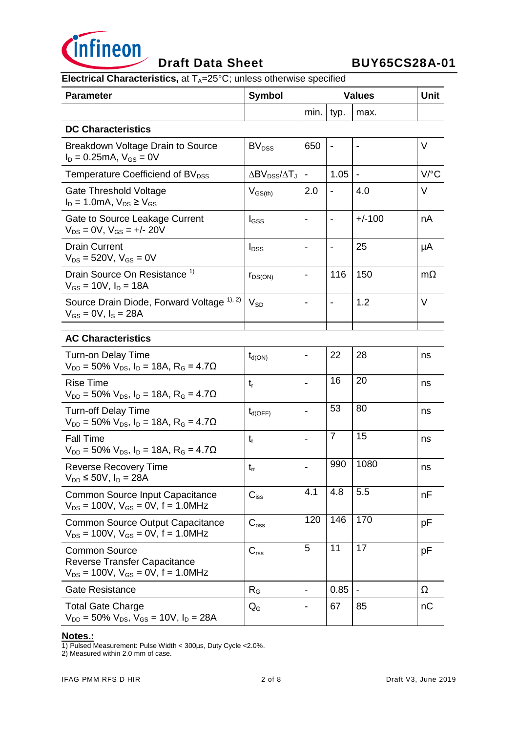**Electrical Characteristics,** at $T_A$=25°C; unless otherwise specified

| Parameter | Symbol | Values | | | Unit |
|---|---|---|---|---|---|
| | | min. | typ. | max. | |
| **DC Characteristics** | | | | | |
| Breakdown Voltage Drain to Source<br>$I_D$ = 0.25mA, $V_{GS}$ = 0V | $BV_{DSS}$ | 650 | - | - | V |
| Temperature Coefficiend of $BV_{DSS}$ | $\Delta BV_{DSS}/\Delta T_J$ | - | 1.05 | - | V/°C |
| Gate Threshold Voltage<br>$I_D$ = 1.0mA, $V_{DS} \geq V_{GS}$ | $V_{GS(th)}$ | 2.0 | - | 4.0 | V |
| Gate to Source Leakage Current<br>$V_{DS}$ = 0V, $V_{GS}$ = +/- 20V | $I_{GSS}$ | - | - | +/-100 | nA |
| Drain Current<br>$V_{DS}$ = 520V, $V_{GS}$ = 0V | $I_{DSS}$ | - | - | 25 | µA |
| Drain Source On Resistance [1]<br>$V_{GS}$ = 10V, $I_D$ = 18A | $r_{DS(ON)}$ | - | 116 | 150 | mΩ |
| Source Drain Diode, Forward Voltage [1), 2)]<br>$V_{GS}$ = 0V, $I_S$ = 28A | $V_{SD}$ | - | - | 1.2 | V |
| **AC Characteristics** | | | | | |
| Turn-on Delay Time<br>$V_{DD}$ = 50% $V_{DS}$, $I_D$ = 18A, $R_G$ = 4.7Ω | $t_{d(ON)}$ | - | 22 | 28 | ns |
| Rise Time<br>$V_{DD}$ = 50% $V_{DS}$, $I_D$ = 18A, $R_G$ = 4.7Ω | $t_r$ | - | 16 | 20 | ns |
| Turn-off Delay Time<br>$V_{DD}$ = 50% $V_{DS}$, $I_D$ = 18A, $R_G$ = 4.7Ω | $t_{d(OFF)}$ | - | 53 | 80 | ns |
| Fall Time<br>$V_{DD}$ = 50% $V_{DS}$, $I_D$ = 18A, $R_G$ = 4.7Ω | $t_f$ | - | 7 | 15 | ns |
| Reverse Recovery Time<br>$V_{DD} \leq$ 50V, $I_D$ = 28A | $t_{rr}$ | - | 990 | 1080 | ns |
| Common Source Input Capacitance<br>$V_{DS}$ = 100V, $V_{GS}$ = 0V, f = 1.0MHz | $C_{iss}$ | 4.1 | 4.8 | 5.5 | nF |
| Common Source Output Capacitance<br>$V_{DS}$ = 100V, $V_{GS}$ = 0V, f = 1.0MHz | $C_{oss}$ | 120 | 146 | 170 | pF |
| Common Source<br>Reverse Transfer Capacitance<br>$V_{DS}$ = 100V, $V_{GS}$ = 0V, f = 1.0MHz | $C_{rss}$ | 5 | 11 | 17 | pF |
| Gate Resistance | $R_G$ | - | 0.85 | - | Ω |
| Total Gate Charge<br>$V_{DD}$ = 50% $V_{DS}$, $V_{GS}$ = 10V, $I_D$ = 28A | $Q_G$ | - | 67 | 85 | nC |

**Notes.:**

1) Pulsed Measurement: Pulse Width < 300µs, Duty Cycle <2.0%.
2) Measured within 2.0 mm of case.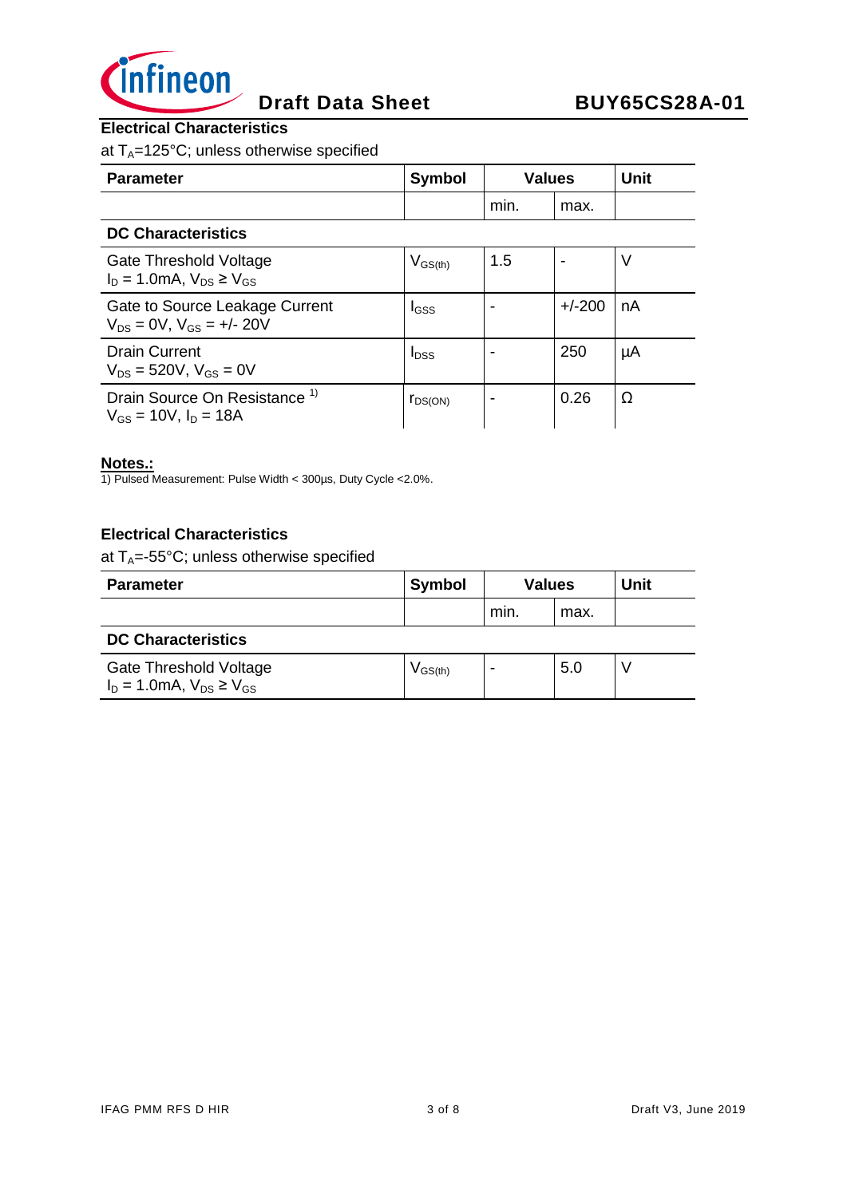### Electrical Characteristics

at $T_A$=125°C; unless otherwise specified

| Parameter | Symbol | Values | | Unit |
|---|---|---|---|---|
| | | min. | max. | |
| **DC Characteristics** | | | | |
| Gate Threshold Voltage<br>$I_D$ = 1.0mA, $V_{DS} \geq V_{GS}$ | $V_{GS(th)}$ | 1.5 | - | V |
| Gate to Source Leakage Current<br>$V_{DS}$ = 0V, $V_{GS}$ = +/- 20V | $I_{GSS}$ | - | +/-200 | nA |
| Drain Current<br>$V_{DS}$ = 520V, $V_{GS}$ = 0V | $I_{DSS}$ | - | 250 | µA |
| Drain Source On Resistance [1]<br>$V_{GS}$ = 10V, $I_D$ = 18A | $r_{DS(ON)}$ | - | 0.26 | Ω |

**Notes.:**

1) Pulsed Measurement: Pulse Width < 300µs, Duty Cycle <2.0%.

### Electrical Characteristics

at $T_A$=-55°C; unless otherwise specified

| Parameter | Symbol | Values | | Unit |
|---|---|---|---|---|
| | | min. | max. | |
| **DC Characteristics** | | | | |
| Gate Threshold Voltage<br>$I_D$ = 1.0mA, $V_{DS} \geq V_{GS}$ | $V_{GS(th)}$ | - | 5.0 | V |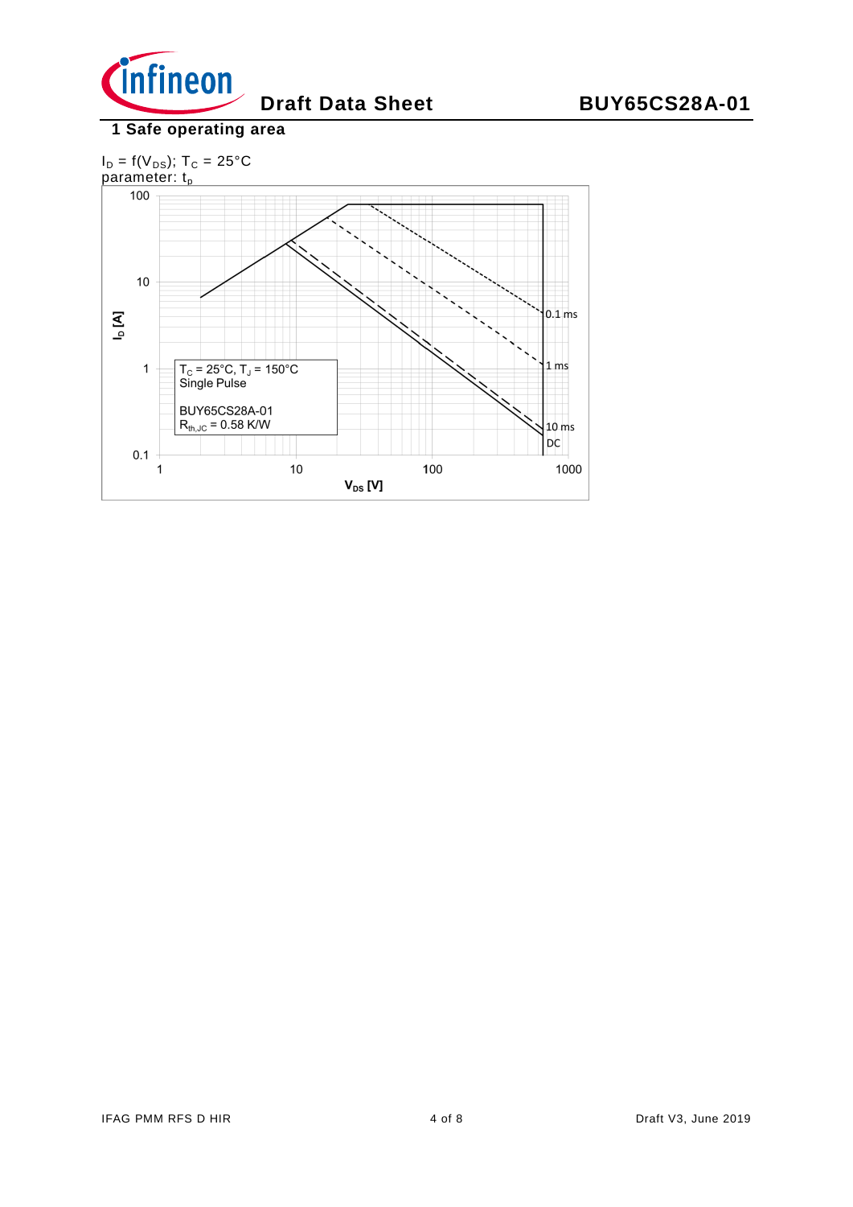## 1 Safe operating area

$I_D = f(V_{DS})$; $T_C = 25°C$
parameter: $t_p$

$T_C = 25°C$, $T_J = 150°C$
Single Pulse

BUY65CS28A-01
$R_{th,JC} = 0.58$ K/W

0.1 ms
1 ms
10 ms
DC

$I_D$ [A]

$V_{DS}$ [V]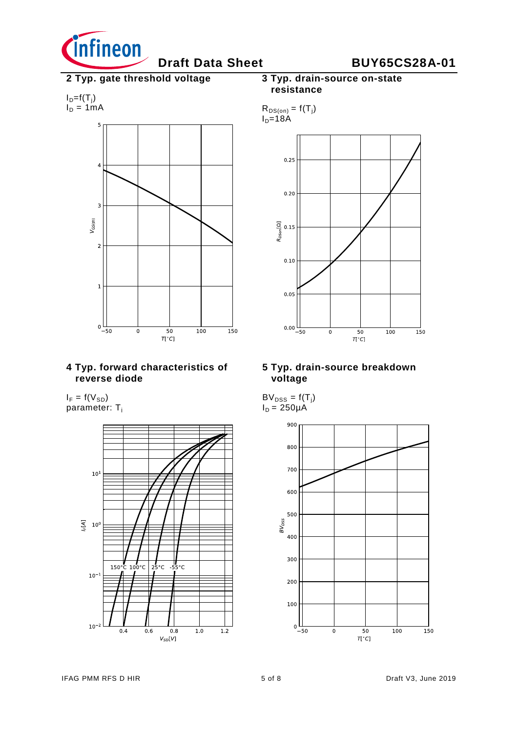## 2 Typ. gate threshold voltage

$I_D=f(T_j)$
$I_D$ = 1mA

## 3 Typ. drain-source on-state resistance

$R_{DS(on)} = f(T_j)$
$I_D$=18A

## 4 Typ. forward characteristics of reverse diode

$I_F = f(V_{SD})$
parameter: $T_j$

## 5 Typ. drain-source breakdown voltage

$BV_{DSS} = f(T_j)$
$I_D$ = 250µA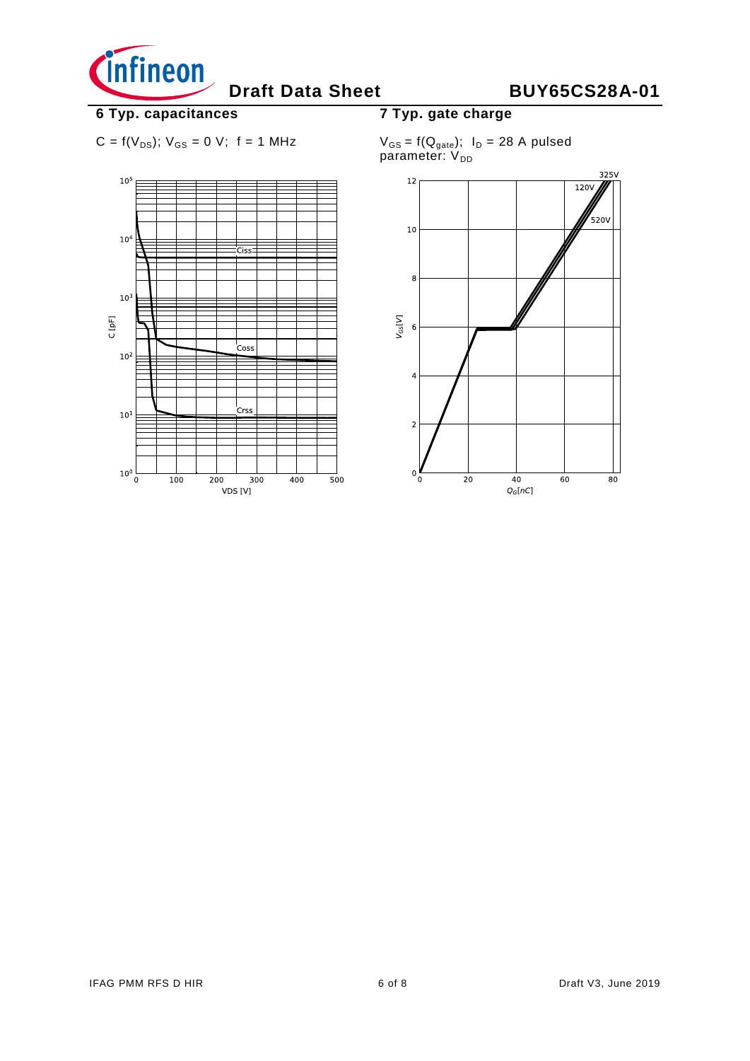## 6 Typ. capacitances

$C = f(V_{DS})$; $V_{GS} = 0$ V; f = 1 MHz

## 7 Typ. gate charge

$V_{GS} = f(Q_{gate})$; $I_D = 28$ A pulsed
parameter: $V_{DD}$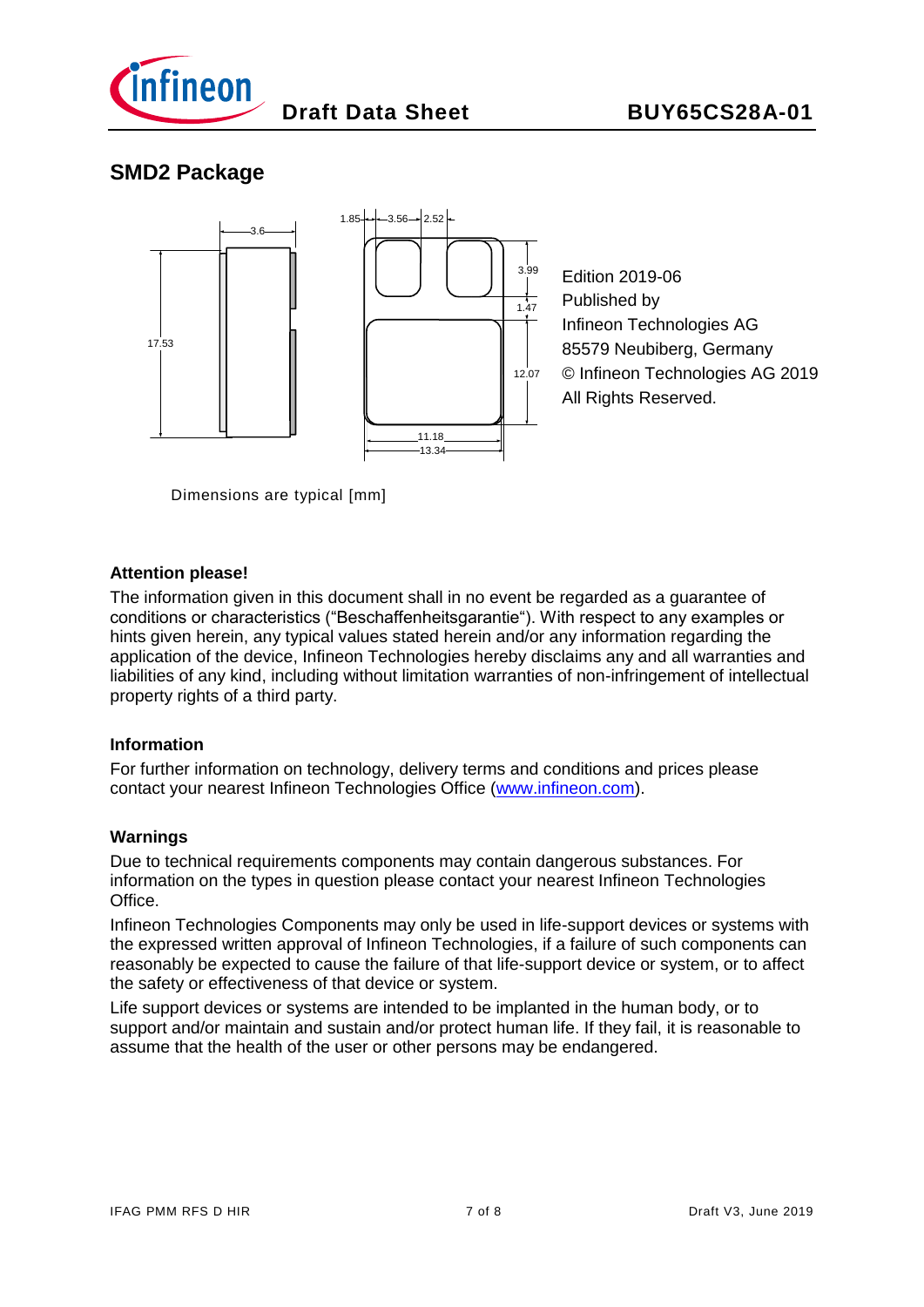## SMD2 Package

3.6

17.53

1.85 3.56 2.52

3.99

1.47

12.07

11.18

13.34

Dimensions are typical [mm]

Edition 2019-06
Published by
Infineon Technologies AG
85579 Neubiberg, Germany
© Infineon Technologies AG 2019
All Rights Reserved.

**Attention please!**

The information given in this document shall in no event be regarded as a guarantee of conditions or characteristics ("Beschaffenheitsgarantie"). With respect to any examples or hints given herein, any typical values stated herein and/or any information regarding the application of the device, Infineon Technologies hereby disclaims any and all warranties and liabilities of any kind, including without limitation warranties of non-infringement of intellectual property rights of a third party.

**Information**

For further information on technology, delivery terms and conditions and prices please contact your nearest Infineon Technologies Office (www.infineon.com).

**Warnings**

Due to technical requirements components may contain dangerous substances. For information on the types in question please contact your nearest Infineon Technologies Office.

Infineon Technologies Components may only be used in life-support devices or systems with the expressed written approval of Infineon Technologies, if a failure of such components can reasonably be expected to cause the failure of that life-support device or system, or to affect the safety or effectiveness of that device or system.

Life support devices or systems are intended to be implanted in the human body, or to support and/or maintain and sustain and/or protect human life. If they fail, it is reasonable to assume that the health of the user or other persons may be endangered.